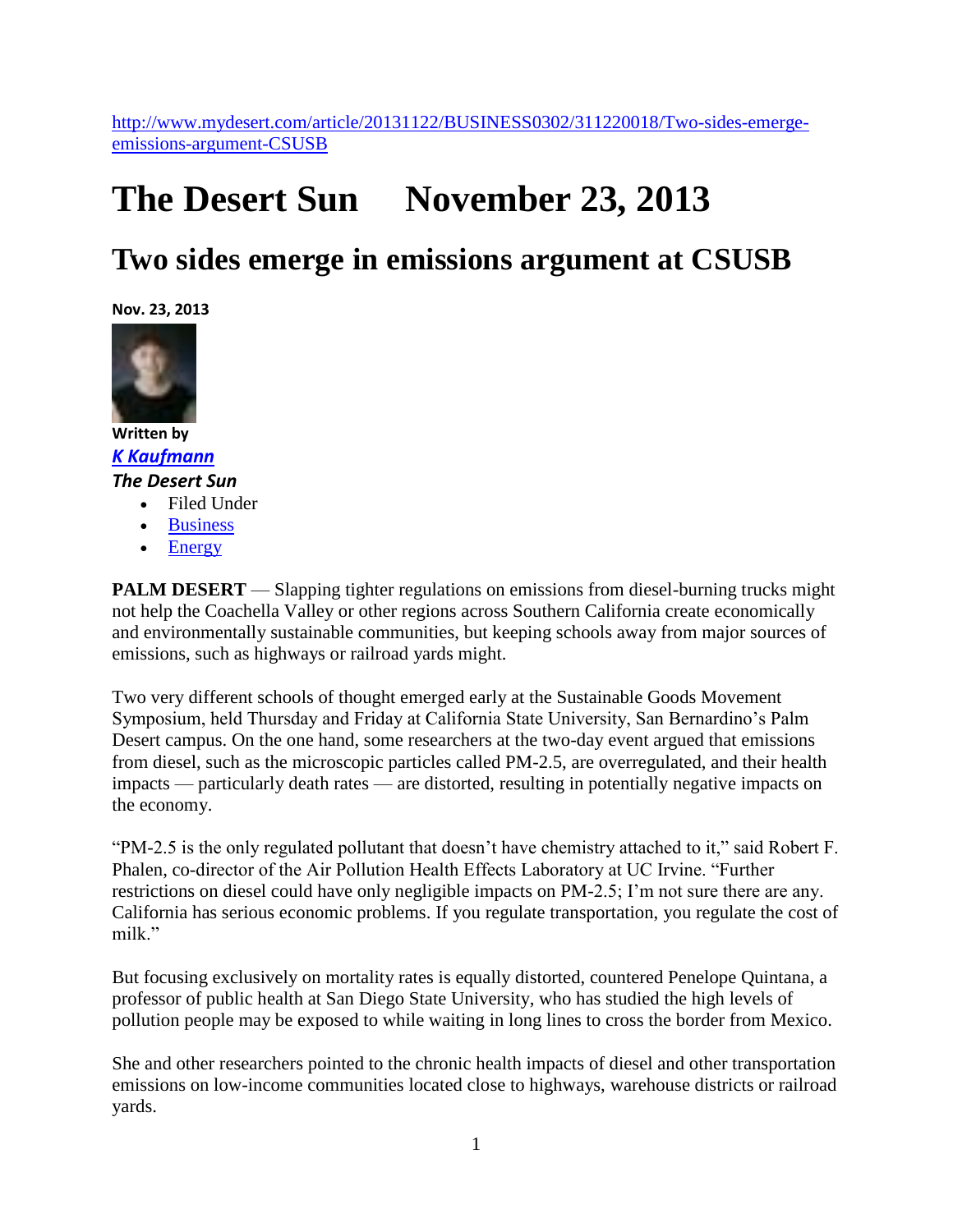http://www.mydesert.com/article/20131122/BUSINESS0302/311220018/Two-sides-emerge-emissions-argument-CSUSB

# The Desert Sun November 23, 2013

## Two sides emerge in emissions argument at CSUSB

**Nov. 23, 2013**

**Written by**
***K Kaufmann***
***The Desert Sun***

- Filed Under
- Business
- Energy

**PALM DESERT** — Slapping tighter regulations on emissions from diesel-burning trucks might not help the Coachella Valley or other regions across Southern California create economically and environmentally sustainable communities, but keeping schools away from major sources of emissions, such as highways or railroad yards might.

Two very different schools of thought emerged early at the Sustainable Goods Movement Symposium, held Thursday and Friday at California State University, San Bernardino's Palm Desert campus. On the one hand, some researchers at the two-day event argued that emissions from diesel, such as the microscopic particles called PM-2.5, are overregulated, and their health impacts — particularly death rates — are distorted, resulting in potentially negative impacts on the economy.

"PM-2.5 is the only regulated pollutant that doesn't have chemistry attached to it," said Robert F. Phalen, co-director of the Air Pollution Health Effects Laboratory at UC Irvine. "Further restrictions on diesel could have only negligible impacts on PM-2.5; I'm not sure there are any. California has serious economic problems. If you regulate transportation, you regulate the cost of milk."

But focusing exclusively on mortality rates is equally distorted, countered Penelope Quintana, a professor of public health at San Diego State University, who has studied the high levels of pollution people may be exposed to while waiting in long lines to cross the border from Mexico.

She and other researchers pointed to the chronic health impacts of diesel and other transportation emissions on low-income communities located close to highways, warehouse districts or railroad yards.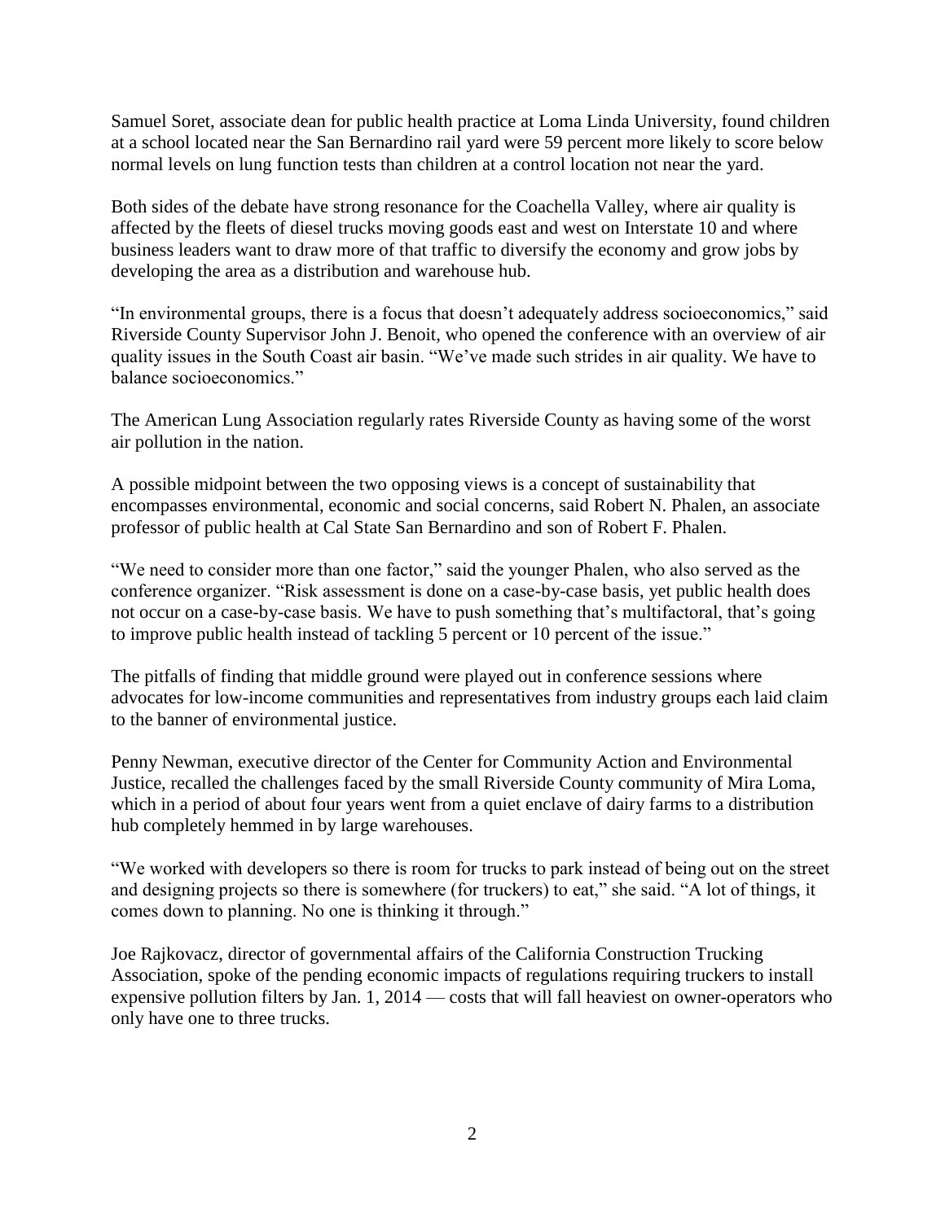Samuel Soret, associate dean for public health practice at Loma Linda University, found children at a school located near the San Bernardino rail yard were 59 percent more likely to score below normal levels on lung function tests than children at a control location not near the yard.

Both sides of the debate have strong resonance for the Coachella Valley, where air quality is affected by the fleets of diesel trucks moving goods east and west on Interstate 10 and where business leaders want to draw more of that traffic to diversify the economy and grow jobs by developing the area as a distribution and warehouse hub.

"In environmental groups, there is a focus that doesn't adequately address socioeconomics," said Riverside County Supervisor John J. Benoit, who opened the conference with an overview of air quality issues in the South Coast air basin. "We've made such strides in air quality. We have to balance socioeconomics."

The American Lung Association regularly rates Riverside County as having some of the worst air pollution in the nation.

A possible midpoint between the two opposing views is a concept of sustainability that encompasses environmental, economic and social concerns, said Robert N. Phalen, an associate professor of public health at Cal State San Bernardino and son of Robert F. Phalen.

"We need to consider more than one factor," said the younger Phalen, who also served as the conference organizer. "Risk assessment is done on a case-by-case basis, yet public health does not occur on a case-by-case basis. We have to push something that's multifactoral, that's going to improve public health instead of tackling 5 percent or 10 percent of the issue."

The pitfalls of finding that middle ground were played out in conference sessions where advocates for low-income communities and representatives from industry groups each laid claim to the banner of environmental justice.

Penny Newman, executive director of the Center for Community Action and Environmental Justice, recalled the challenges faced by the small Riverside County community of Mira Loma, which in a period of about four years went from a quiet enclave of dairy farms to a distribution hub completely hemmed in by large warehouses.

"We worked with developers so there is room for trucks to park instead of being out on the street and designing projects so there is somewhere (for truckers) to eat," she said. "A lot of things, it comes down to planning. No one is thinking it through."

Joe Rajkovacz, director of governmental affairs of the California Construction Trucking Association, spoke of the pending economic impacts of regulations requiring truckers to install expensive pollution filters by Jan. 1, 2014 — costs that will fall heaviest on owner-operators who only have one to three trucks.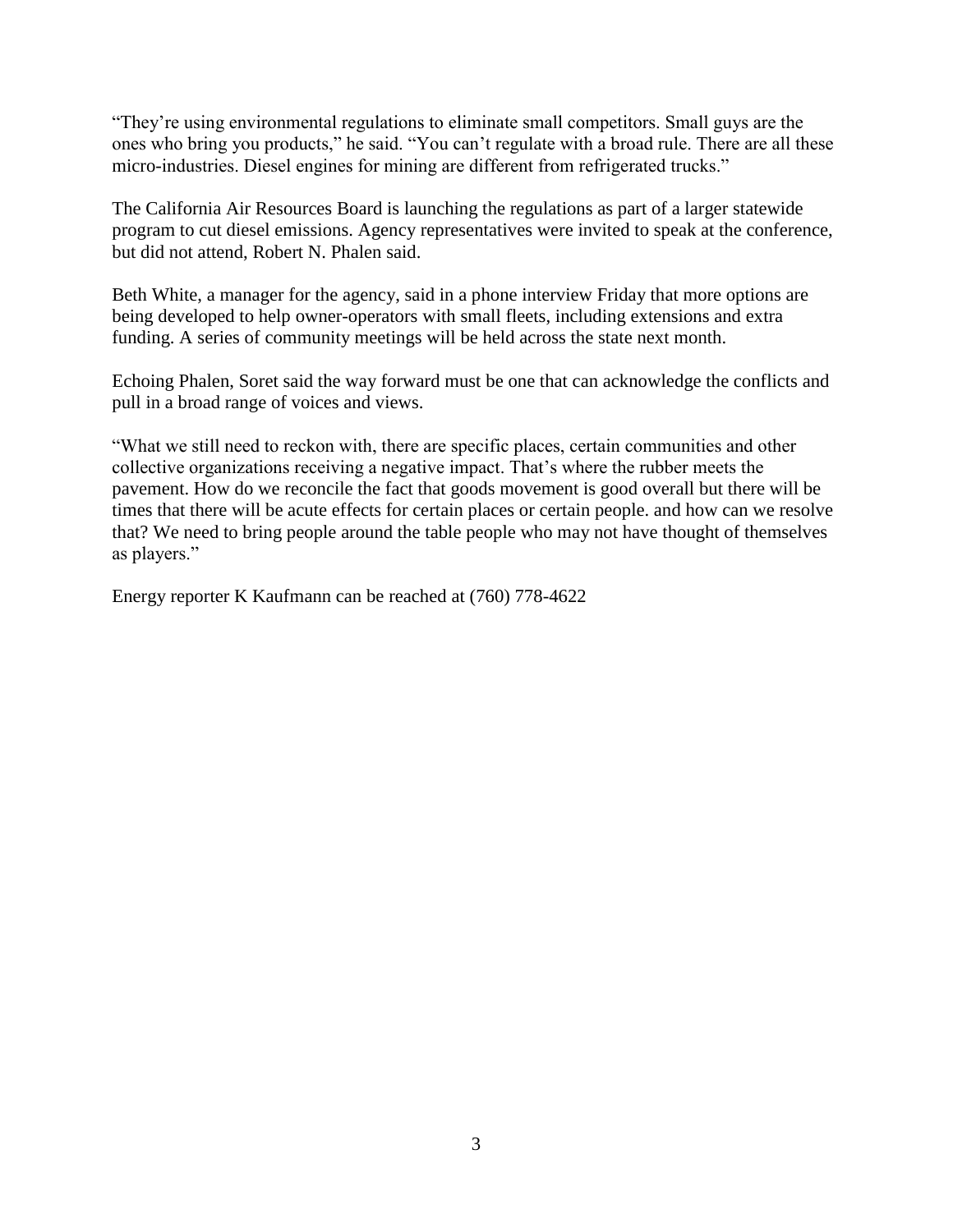"They're using environmental regulations to eliminate small competitors. Small guys are the ones who bring you products," he said. "You can't regulate with a broad rule. There are all these micro-industries. Diesel engines for mining are different from refrigerated trucks."

The California Air Resources Board is launching the regulations as part of a larger statewide program to cut diesel emissions. Agency representatives were invited to speak at the conference, but did not attend, Robert N. Phalen said.

Beth White, a manager for the agency, said in a phone interview Friday that more options are being developed to help owner-operators with small fleets, including extensions and extra funding. A series of community meetings will be held across the state next month.

Echoing Phalen, Soret said the way forward must be one that can acknowledge the conflicts and pull in a broad range of voices and views.

"What we still need to reckon with, there are specific places, certain communities and other collective organizations receiving a negative impact. That's where the rubber meets the pavement. How do we reconcile the fact that goods movement is good overall but there will be times that there will be acute effects for certain places or certain people. and how can we resolve that? We need to bring people around the table people who may not have thought of themselves as players."

Energy reporter K Kaufmann can be reached at (760) 778-4622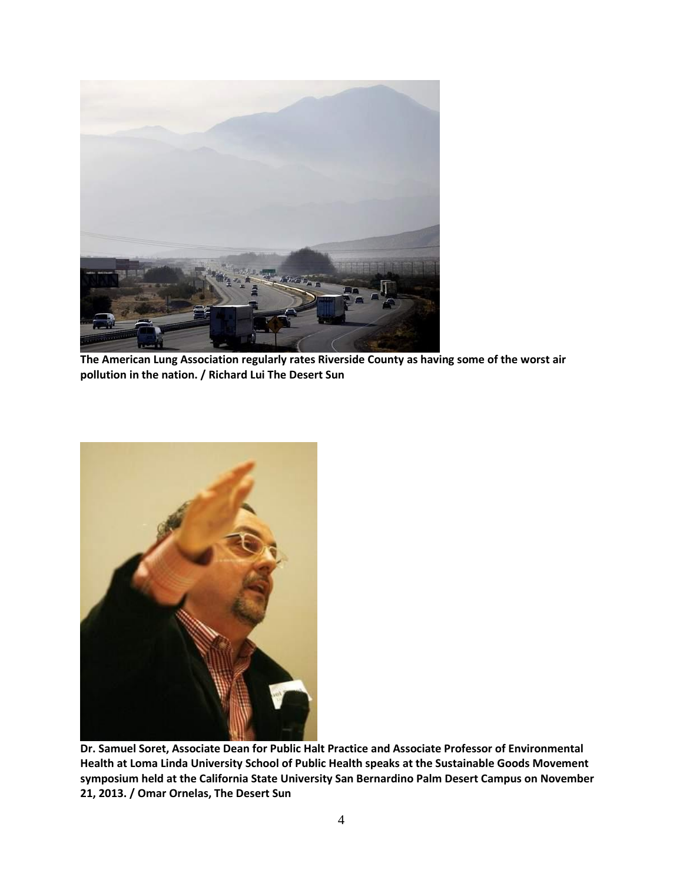**The American Lung Association regularly rates Riverside County as having some of the worst air pollution in the nation. / Richard Lui The Desert Sun**

**Dr. Samuel Soret, Associate Dean for Public Halt Practice and Associate Professor of Environmental Health at Loma Linda University School of Public Health speaks at the Sustainable Goods Movement symposium held at the California State University San Bernardino Palm Desert Campus on November 21, 2013. / Omar Ornelas, The Desert Sun**